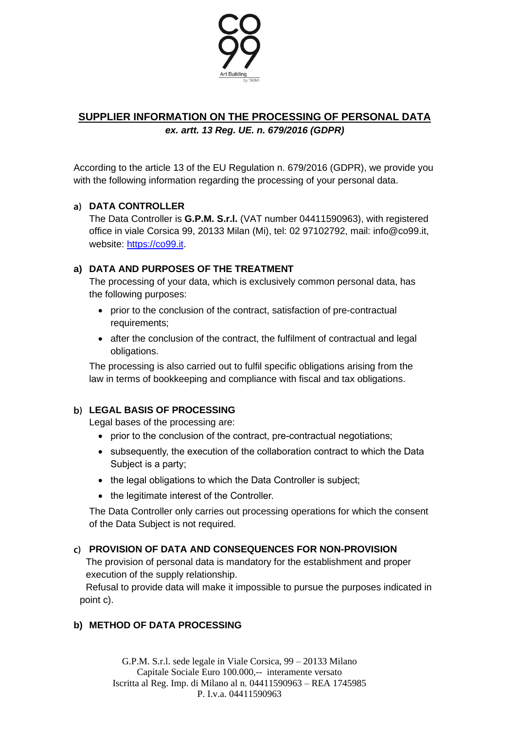## SUPPLIER INFORMATION ON THE PROCESSING OF PERSONAL DATA

***ex. artt. 13 Reg. UE. n. 679/2016 (GDPR)***

According to the article 13 of the EU Regulation n. 679/2016 (GDPR), we provide you with the following information regarding the processing of your personal data.

**a) DATA CONTROLLER**

The Data Controller is **G.P.M. S.r.l.** (VAT number 04411590963), with registered office in viale Corsica 99, 20133 Milan (Mi), tel: 02 97102792, mail: info@co99.it, website: [https://co99.it](https://co99.it).

**a) DATA AND PURPOSES OF THE TREATMENT**

The processing of your data, which is exclusively common personal data, has the following purposes:

- prior to the conclusion of the contract, satisfaction of pre-contractual requirements;
- after the conclusion of the contract, the fulfilment of contractual and legal obligations.

The processing is also carried out to fulfil specific obligations arising from the law in terms of bookkeeping and compliance with fiscal and tax obligations.

**b) LEGAL BASIS OF PROCESSING**

Legal bases of the processing are:

- prior to the conclusion of the contract, pre-contractual negotiations;
- subsequently, the execution of the collaboration contract to which the Data Subject is a party;
- the legal obligations to which the Data Controller is subject;
- the legitimate interest of the Controller.

The Data Controller only carries out processing operations for which the consent of the Data Subject is not required.

**c) PROVISION OF DATA AND CONSEQUENCES FOR NON-PROVISION**

The provision of personal data is mandatory for the establishment and proper execution of the supply relationship.

Refusal to provide data will make it impossible to pursue the purposes indicated in point c).

**b) METHOD OF DATA PROCESSING**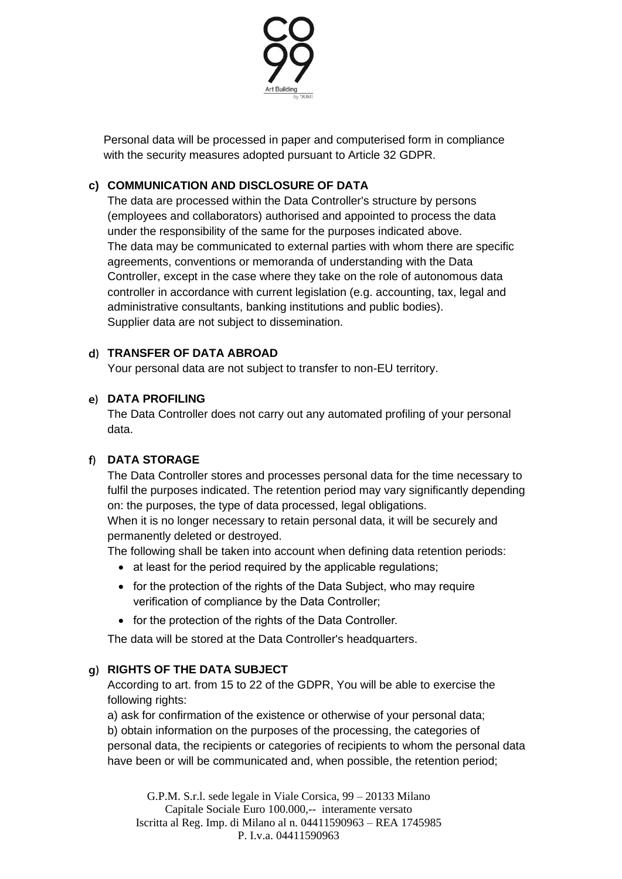Personal data will be processed in paper and computerised form in compliance with the security measures adopted pursuant to Article 32 GDPR.

**c) COMMUNICATION AND DISCLOSURE OF DATA**

The data are processed within the Data Controller's structure by persons (employees and collaborators) authorised and appointed to process the data under the responsibility of the same for the purposes indicated above.
The data may be communicated to external parties with whom there are specific agreements, conventions or memoranda of understanding with the Data Controller, except in the case where they take on the role of autonomous data controller in accordance with current legislation (e.g. accounting, tax, legal and administrative consultants, banking institutions and public bodies).
Supplier data are not subject to dissemination.

**d) TRANSFER OF DATA ABROAD**

Your personal data are not subject to transfer to non-EU territory.

**e) DATA PROFILING**

The Data Controller does not carry out any automated profiling of your personal data.

**f) DATA STORAGE**

The Data Controller stores and processes personal data for the time necessary to fulfil the purposes indicated. The retention period may vary significantly depending on: the purposes, the type of data processed, legal obligations.
When it is no longer necessary to retain personal data, it will be securely and permanently deleted or destroyed.
The following shall be taken into account when defining data retention periods:

- at least for the period required by the applicable regulations;
- for the protection of the rights of the Data Subject, who may require verification of compliance by the Data Controller;
- for the protection of the rights of the Data Controller.

The data will be stored at the Data Controller's headquarters.

**g) RIGHTS OF THE DATA SUBJECT**

According to art. from 15 to 22 of the GDPR, You will be able to exercise the following rights:

a) ask for confirmation of the existence or otherwise of your personal data;
b) obtain information on the purposes of the processing, the categories of personal data, the recipients or categories of recipients to whom the personal data have been or will be communicated and, when possible, the retention period;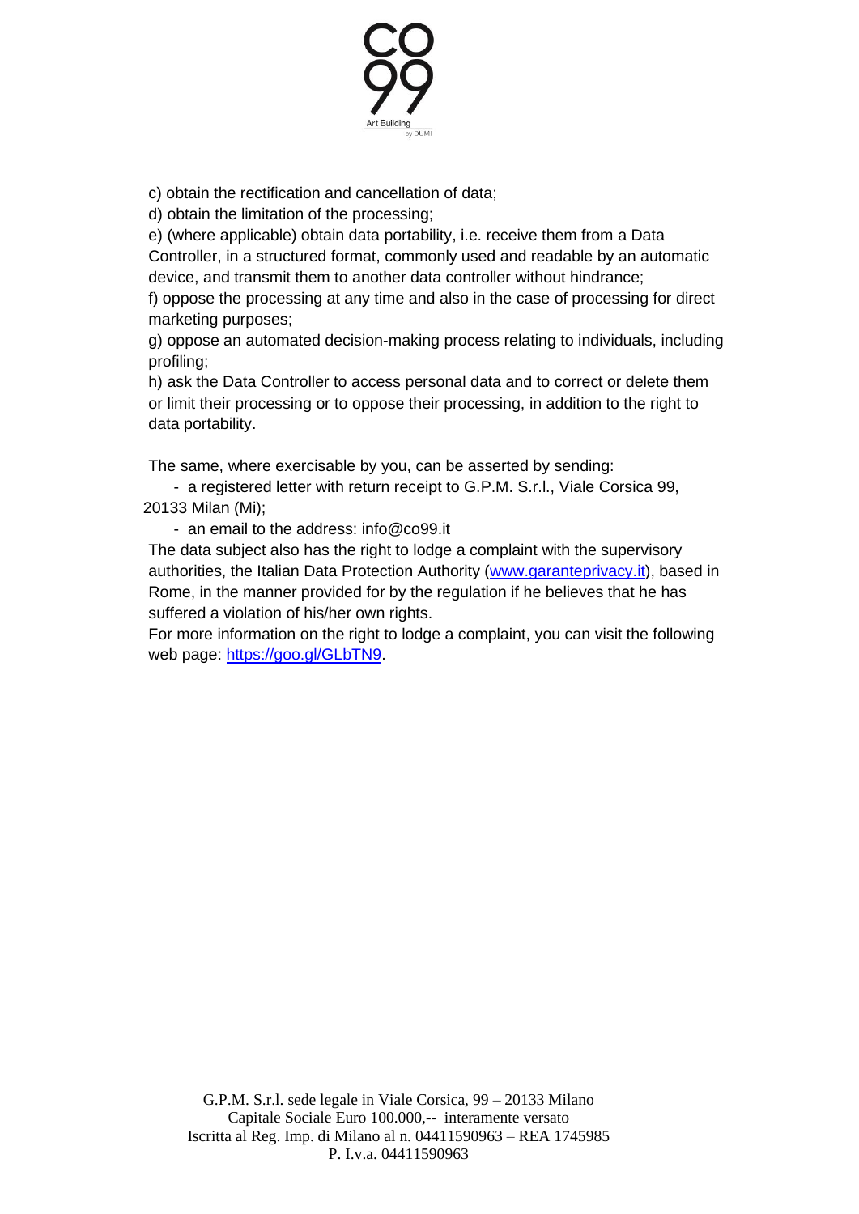c) obtain the rectification and cancellation of data;

d) obtain the limitation of the processing;

e) (where applicable) obtain data portability, i.e. receive them from a Data Controller, in a structured format, commonly used and readable by an automatic device, and transmit them to another data controller without hindrance;

f) oppose the processing at any time and also in the case of processing for direct marketing purposes;

g) oppose an automated decision-making process relating to individuals, including profiling;

h) ask the Data Controller to access personal data and to correct or delete them or limit their processing or to oppose their processing, in addition to the right to data portability.

The same, where exercisable by you, can be asserted by sending:

- a registered letter with return receipt to G.P.M. S.r.l., Viale Corsica 99, 20133 Milan (Mi);
- an email to the address: info@co99.it

The data subject also has the right to lodge a complaint with the supervisory authorities, the Italian Data Protection Authority (www.garanteprivacy.it), based in Rome, in the manner provided for by the regulation if he believes that he has suffered a violation of his/her own rights.

For more information on the right to lodge a complaint, you can visit the following web page: https://goo.gl/GLbTN9.